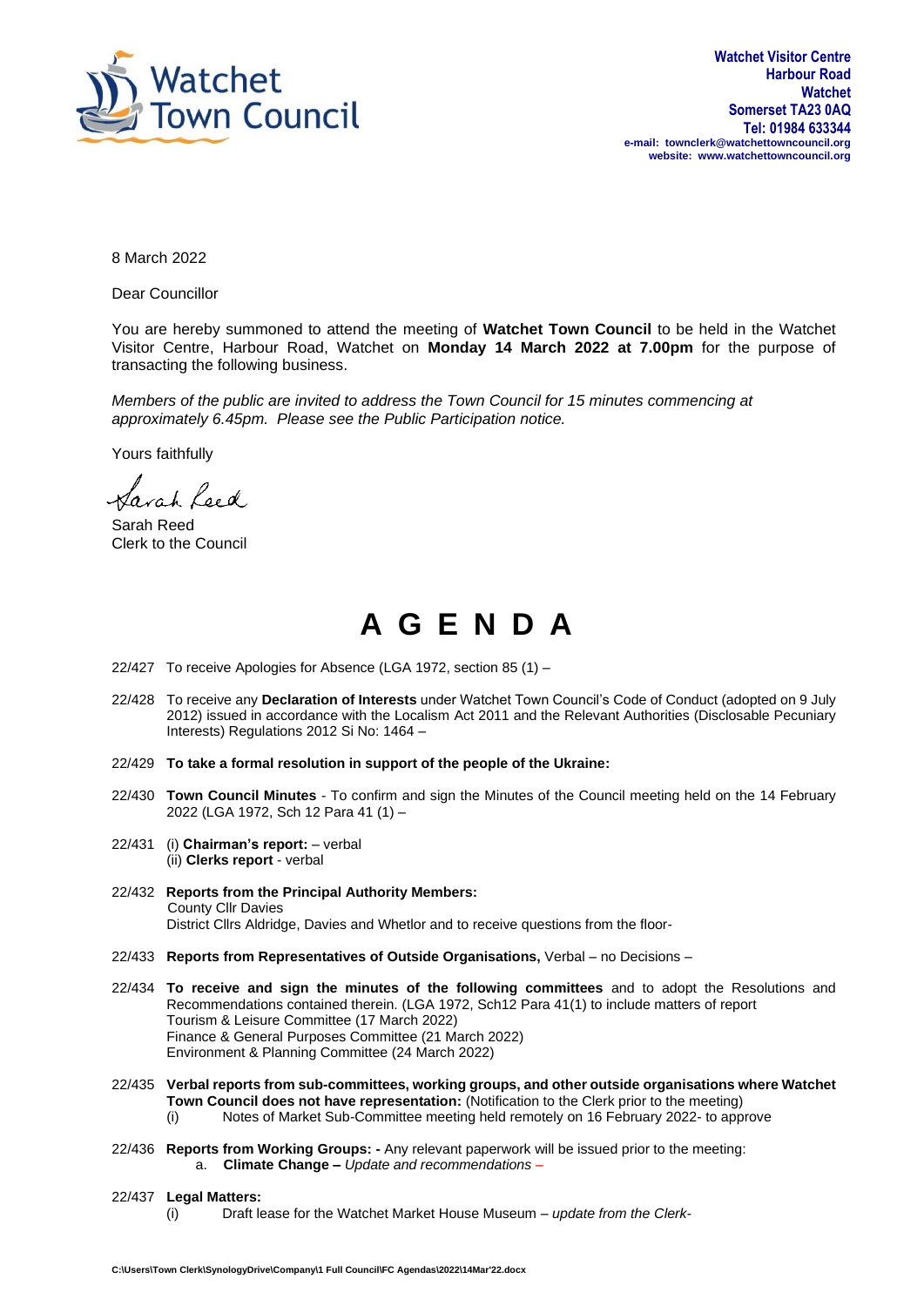Watchet Town Council

**Watchet Visitor Centre**
**Harbour Road**
**Watchet**
**Somerset TA23 0AQ**
**Tel: 01984 633344**
**e-mail: townclerk@watchettowncouncil.org**
**website: www.watchettowncouncil.org**

8 March 2022

Dear Councillor

You are hereby summoned to attend the meeting of **Watchet Town Council** to be held in the Watchet Visitor Centre, Harbour Road, Watchet on **Monday 14 March 2022 at 7.00pm** for the purpose of transacting the following business.

*Members of the public are invited to address the Town Council for 15 minutes commencing at approximately 6.45pm. Please see the Public Participation notice.*

Yours faithfully

Sarah Reed

Sarah Reed
Clerk to the Council

# A G E N D A

22/427 To receive Apologies for Absence (LGA 1972, section 85 (1) –

22/428 To receive any **Declaration of Interests** under Watchet Town Council's Code of Conduct (adopted on 9 July 2012) issued in accordance with the Localism Act 2011 and the Relevant Authorities (Disclosable Pecuniary Interests) Regulations 2012 Si No: 1464 –

22/429 **To take a formal resolution in support of the people of the Ukraine:**

22/430 **Town Council Minutes** - To confirm and sign the Minutes of the Council meeting held on the 14 February 2022 (LGA 1972, Sch 12 Para 41 (1) –

22/431 (i) **Chairman's report:** – verbal
(ii) **Clerks report** - verbal

22/432 **Reports from the Principal Authority Members:**
County Cllr Davies
District Cllrs Aldridge, Davies and Whetlor and to receive questions from the floor-

22/433 **Reports from Representatives of Outside Organisations,** Verbal – no Decisions –

22/434 **To receive and sign the minutes of the following committees** and to adopt the Resolutions and Recommendations contained therein. (LGA 1972, Sch12 Para 41(1) to include matters of report
Tourism & Leisure Committee (17 March 2022)
Finance & General Purposes Committee (21 March 2022)
Environment & Planning Committee (24 March 2022)

22/435 **Verbal reports from sub-committees, working groups, and other outside organisations where Watchet Town Council does not have representation:** (Notification to the Clerk prior to the meeting)
(i) Notes of Market Sub-Committee meeting held remotely on 16 February 2022- to approve

22/436 **Reports from Working Groups: -** Any relevant paperwork will be issued prior to the meeting:
a. **Climate Change –** *Update and recommendations* –

22/437 **Legal Matters:**
(i) Draft lease for the Watchet Market House Museum – *update from the Clerk-*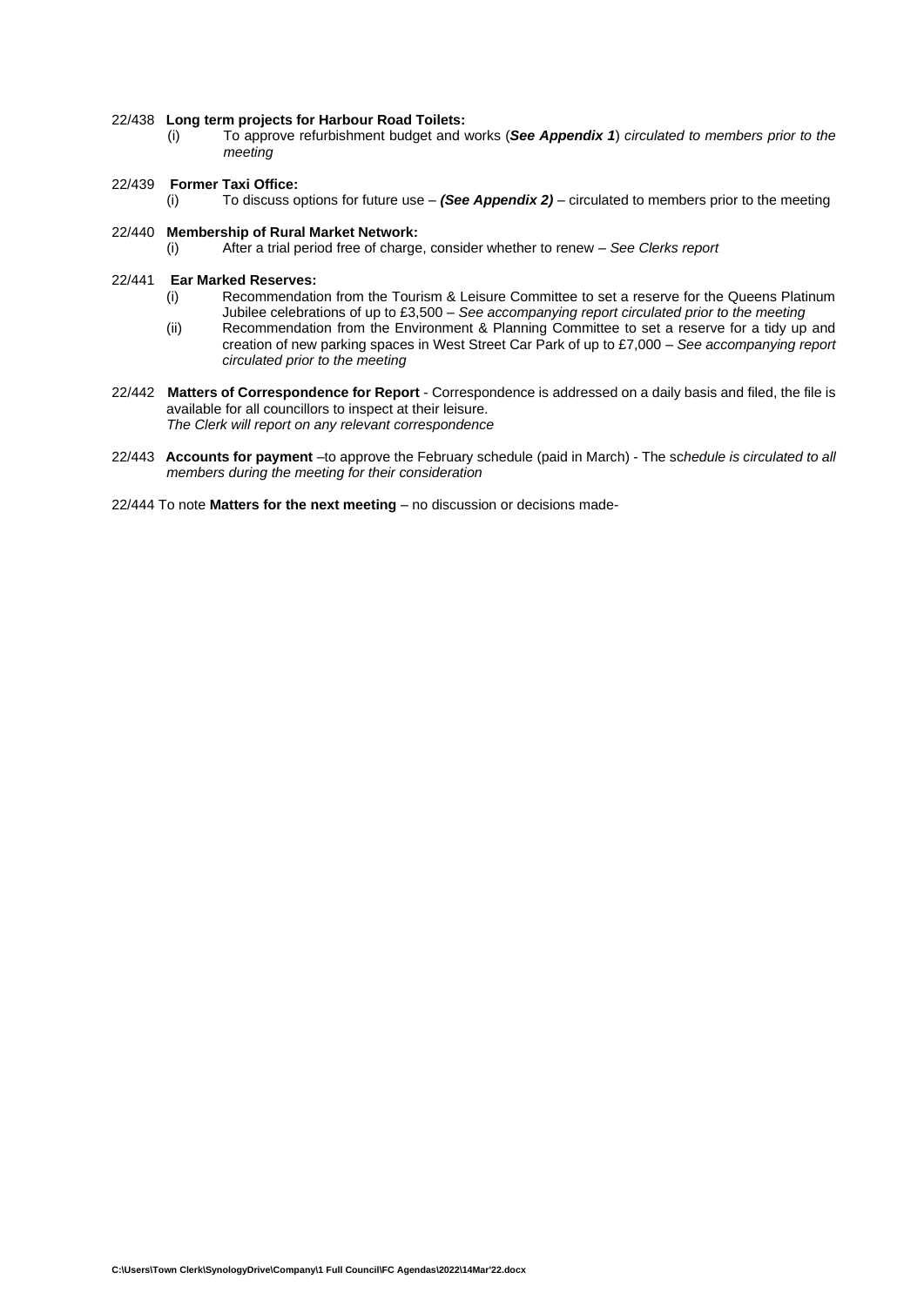22/438 **Long term projects for Harbour Road Toilets:**

(i) To approve refurbishment budget and works (***See Appendix 1***) *circulated to members prior to the meeting*

22/439 **Former Taxi Office:**

(i) To discuss options for future use – ***(See Appendix 2)*** – circulated to members prior to the meeting

22/440 **Membership of Rural Market Network:**

(i) After a trial period free of charge, consider whether to renew – *See Clerks report*

22/441 **Ear Marked Reserves:**

(i) Recommendation from the Tourism & Leisure Committee to set a reserve for the Queens Platinum Jubilee celebrations of up to £3,500 – *See accompanying report circulated prior to the meeting*

(ii) Recommendation from the Environment & Planning Committee to set a reserve for a tidy up and creation of new parking spaces in West Street Car Park of up to £7,000 – *See accompanying report circulated prior to the meeting*

22/442 **Matters of Correspondence for Report** - Correspondence is addressed on a daily basis and filed, the file is available for all councillors to inspect at their leisure.
*The Clerk will report on any relevant correspondence*

22/443 **Accounts for payment** –to approve the February schedule (paid in March) - The sc*hedule is circulated to all members during the meeting for their consideration*

22/444 To note **Matters for the next meeting** – no discussion or decisions made-

**C:\Users\Town Clerk\SynologyDrive\Company\1 Full Council\FC Agendas\2022\14Mar'22.docx**